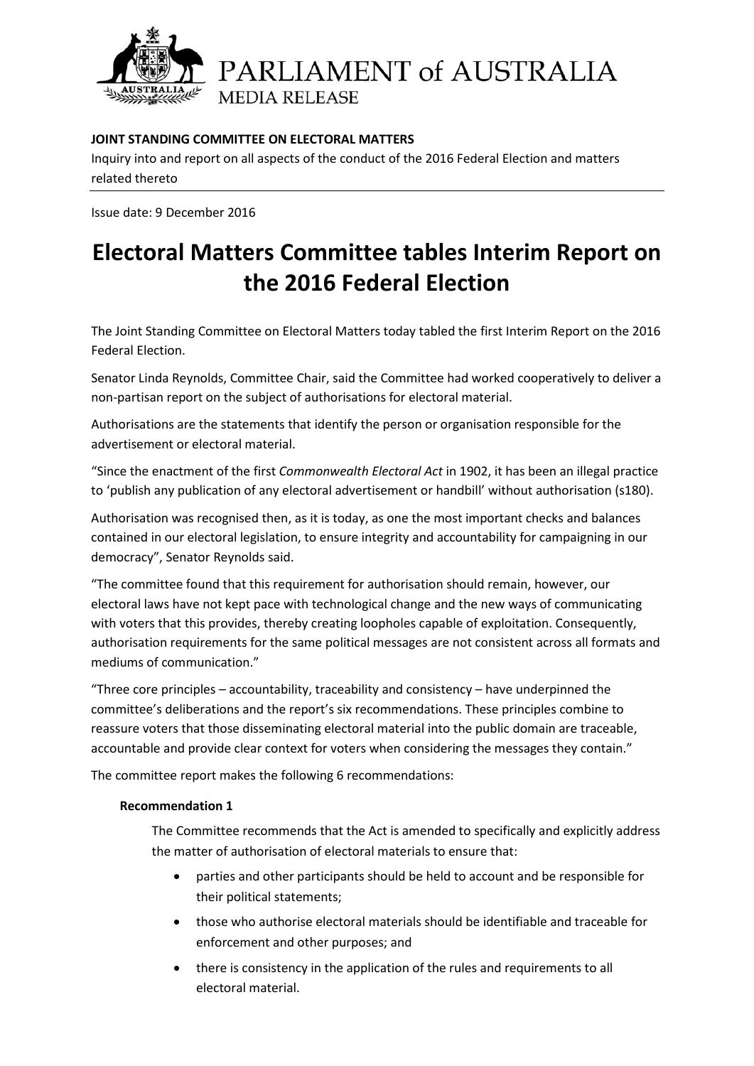PARLIAMENT of AUSTRALIA
MEDIA RELEASE

**JOINT STANDING COMMITTEE ON ELECTORAL MATTERS**

Inquiry into and report on all aspects of the conduct of the 2016 Federal Election and matters related thereto

Issue date: 9 December 2016

# Electoral Matters Committee tables Interim Report on the 2016 Federal Election

The Joint Standing Committee on Electoral Matters today tabled the first Interim Report on the 2016 Federal Election.

Senator Linda Reynolds, Committee Chair, said the Committee had worked cooperatively to deliver a non-partisan report on the subject of authorisations for electoral material.

Authorisations are the statements that identify the person or organisation responsible for the advertisement or electoral material.

"Since the enactment of the first *Commonwealth Electoral Act* in 1902, it has been an illegal practice to 'publish any publication of any electoral advertisement or handbill' without authorisation (s180).

Authorisation was recognised then, as it is today, as one the most important checks and balances contained in our electoral legislation, to ensure integrity and accountability for campaigning in our democracy", Senator Reynolds said.

"The committee found that this requirement for authorisation should remain, however, our electoral laws have not kept pace with technological change and the new ways of communicating with voters that this provides, thereby creating loopholes capable of exploitation. Consequently, authorisation requirements for the same political messages are not consistent across all formats and mediums of communication."

"Three core principles – accountability, traceability and consistency – have underpinned the committee's deliberations and the report's six recommendations. These principles combine to reassure voters that those disseminating electoral material into the public domain are traceable, accountable and provide clear context for voters when considering the messages they contain."

The committee report makes the following 6 recommendations:

**Recommendation 1**

The Committee recommends that the Act is amended to specifically and explicitly address the matter of authorisation of electoral materials to ensure that:

- parties and other participants should be held to account and be responsible for their political statements;
- those who authorise electoral materials should be identifiable and traceable for enforcement and other purposes; and
- there is consistency in the application of the rules and requirements to all electoral material.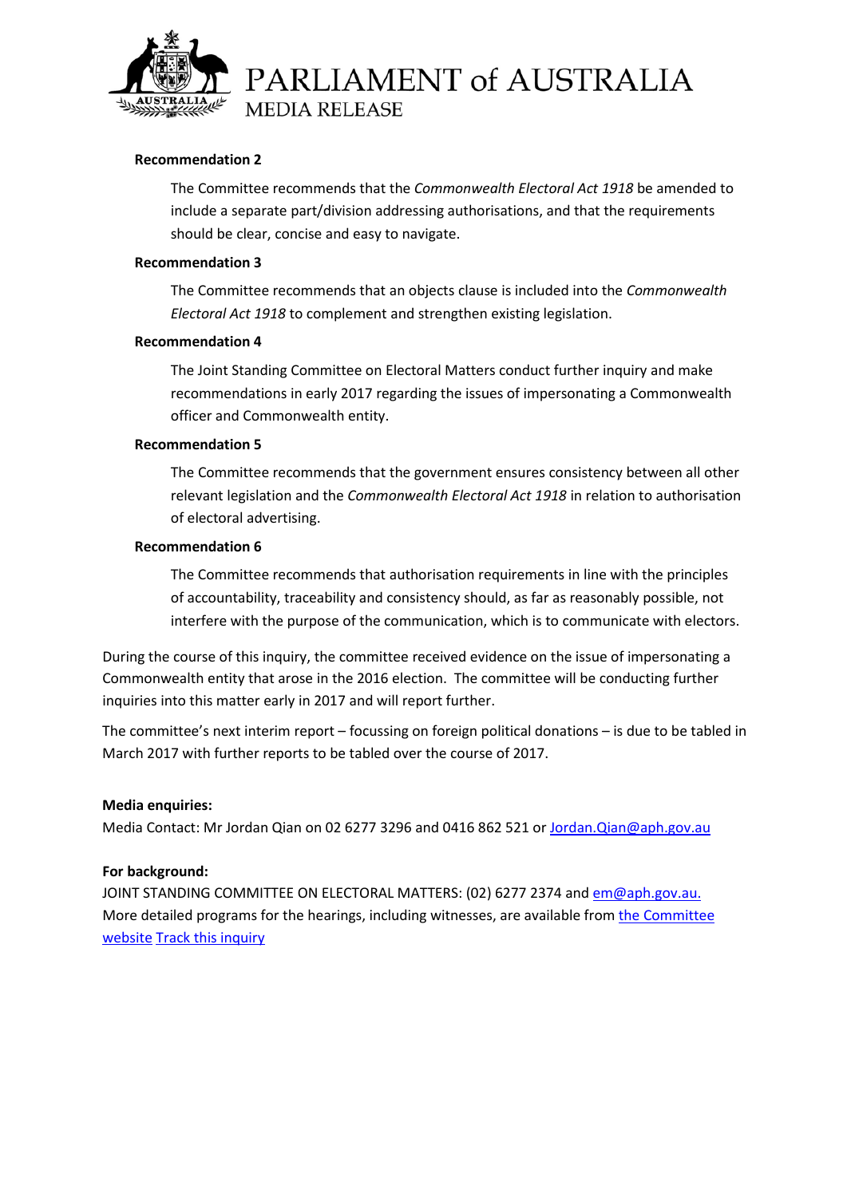**Recommendation 2**

The Committee recommends that the *Commonwealth Electoral Act 1918* be amended to include a separate part/division addressing authorisations, and that the requirements should be clear, concise and easy to navigate.

**Recommendation 3**

The Committee recommends that an objects clause is included into the *Commonwealth Electoral Act 1918* to complement and strengthen existing legislation.

**Recommendation 4**

The Joint Standing Committee on Electoral Matters conduct further inquiry and make recommendations in early 2017 regarding the issues of impersonating a Commonwealth officer and Commonwealth entity.

**Recommendation 5**

The Committee recommends that the government ensures consistency between all other relevant legislation and the *Commonwealth Electoral Act 1918* in relation to authorisation of electoral advertising.

**Recommendation 6**

The Committee recommends that authorisation requirements in line with the principles of accountability, traceability and consistency should, as far as reasonably possible, not interfere with the purpose of the communication, which is to communicate with electors.

During the course of this inquiry, the committee received evidence on the issue of impersonating a Commonwealth entity that arose in the 2016 election. The committee will be conducting further inquiries into this matter early in 2017 and will report further.

The committee's next interim report – focussing on foreign political donations – is due to be tabled in March 2017 with further reports to be tabled over the course of 2017.

**Media enquiries:**
Media Contact: Mr Jordan Qian on 02 6277 3296 and 0416 862 521 or Jordan.Qian@aph.gov.au

**For background:**
JOINT STANDING COMMITTEE ON ELECTORAL MATTERS: (02) 6277 2374 and em@aph.gov.au.
More detailed programs for the hearings, including witnesses, are available from the Committee website Track this inquiry